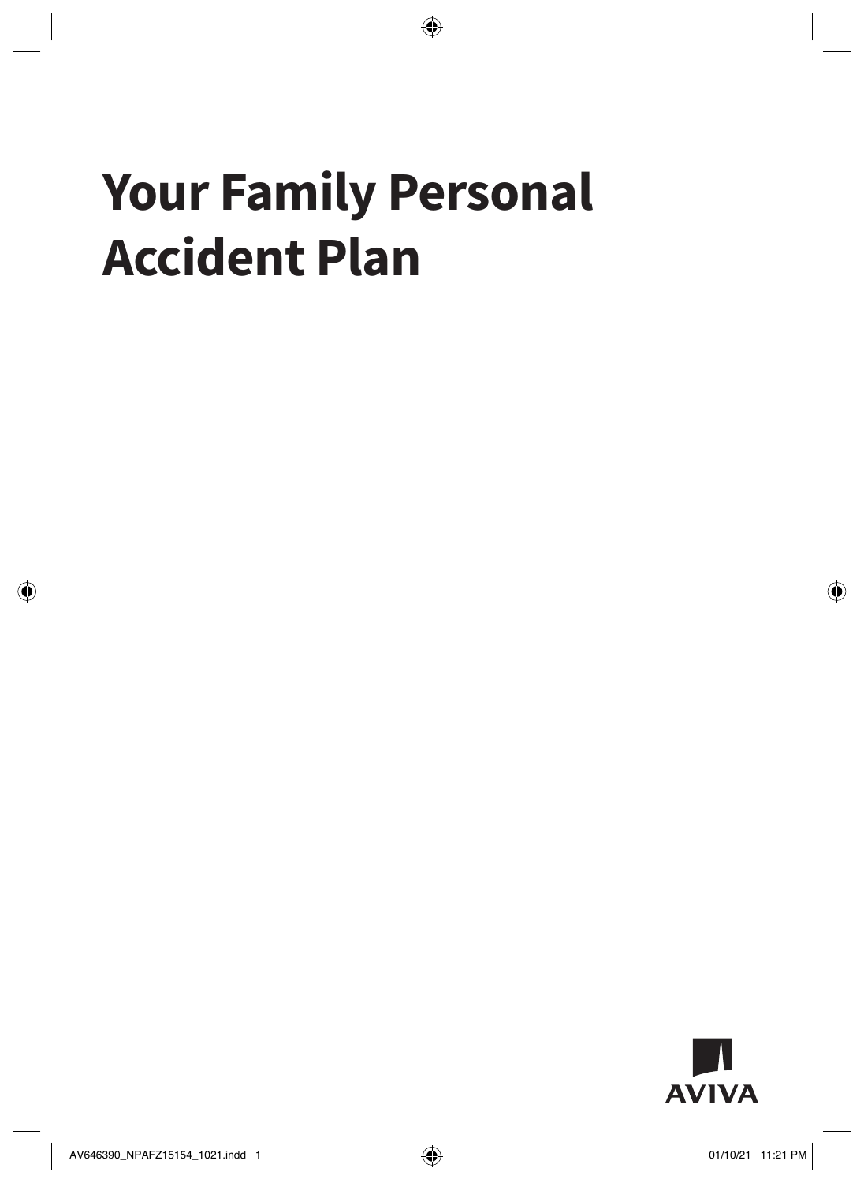# Your Family Personal Accident Plan

AVIVA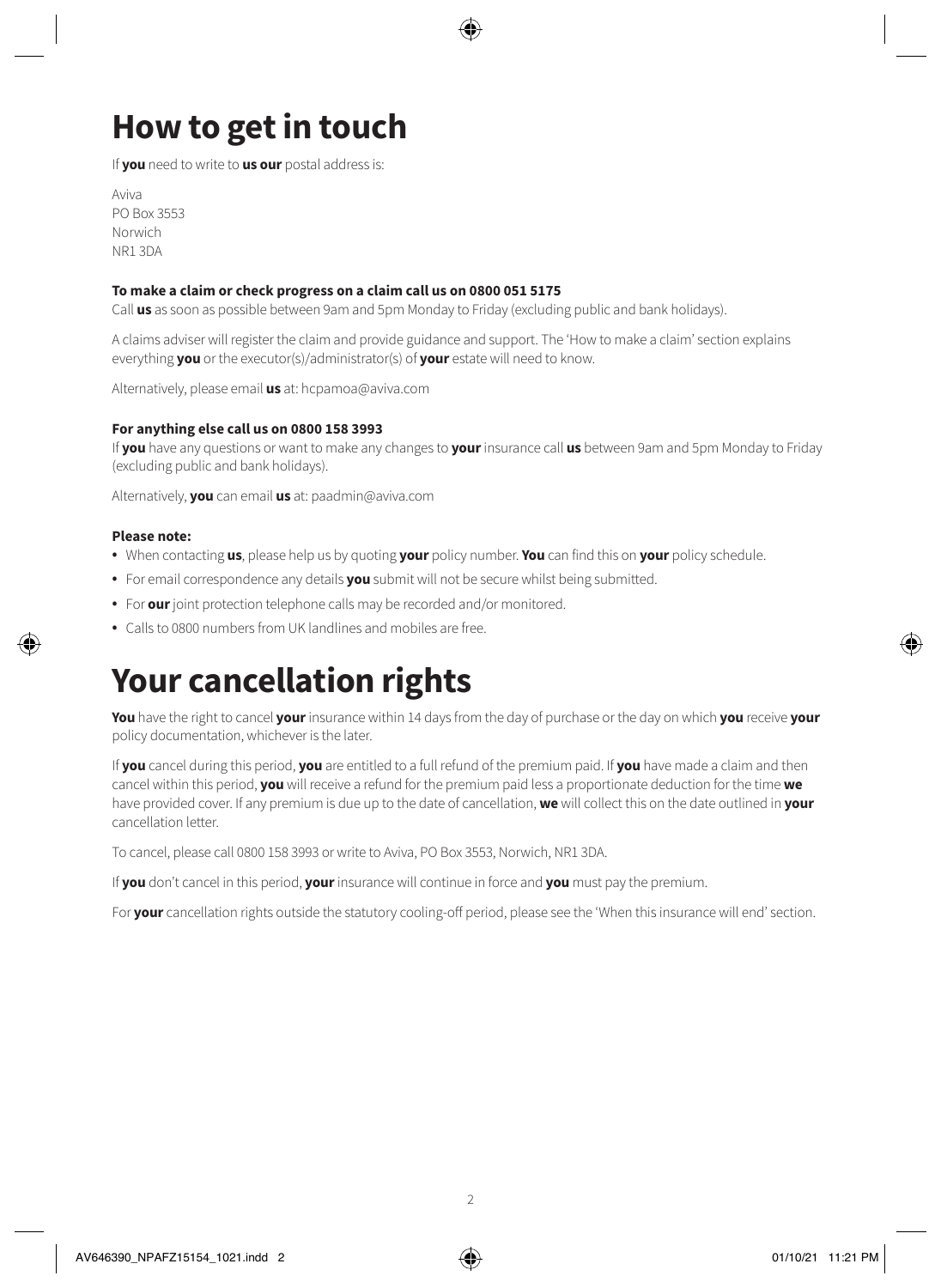# How to get in touch

If **you** need to write to **us our** postal address is:

Aviva
PO Box 3553
Norwich
NR1 3DA

**To make a claim or check progress on a claim call us on 0800 051 5175**

Call **us** as soon as possible between 9am and 5pm Monday to Friday (excluding public and bank holidays).

A claims adviser will register the claim and provide guidance and support. The 'How to make a claim' section explains everything **you** or the executor(s)/administrator(s) of **your** estate will need to know.

Alternatively, please email **us** at: hcpamoa@aviva.com

**For anything else call us on 0800 158 3993**

If **you** have any questions or want to make any changes to **your** insurance call **us** between 9am and 5pm Monday to Friday (excluding public and bank holidays).

Alternatively, **you** can email **us** at: paadmin@aviva.com

**Please note:**

- When contacting **us**, please help us by quoting **your** policy number. **You** can find this on **your** policy schedule.
- For email correspondence any details **you** submit will not be secure whilst being submitted.
- For **our** joint protection telephone calls may be recorded and/or monitored.
- Calls to 0800 numbers from UK landlines and mobiles are free.

# Your cancellation rights

**You** have the right to cancel **your** insurance within 14 days from the day of purchase or the day on which **you** receive **your** policy documentation, whichever is the later.

If **you** cancel during this period, **you** are entitled to a full refund of the premium paid. If **you** have made a claim and then cancel within this period, **you** will receive a refund for the premium paid less a proportionate deduction for the time **we** have provided cover. If any premium is due up to the date of cancellation, **we** will collect this on the date outlined in **your** cancellation letter.

To cancel, please call 0800 158 3993 or write to Aviva, PO Box 3553, Norwich, NR1 3DA.

If **you** don't cancel in this period, **your** insurance will continue in force and **you** must pay the premium.

For **your** cancellation rights outside the statutory cooling-off period, please see the 'When this insurance will end' section.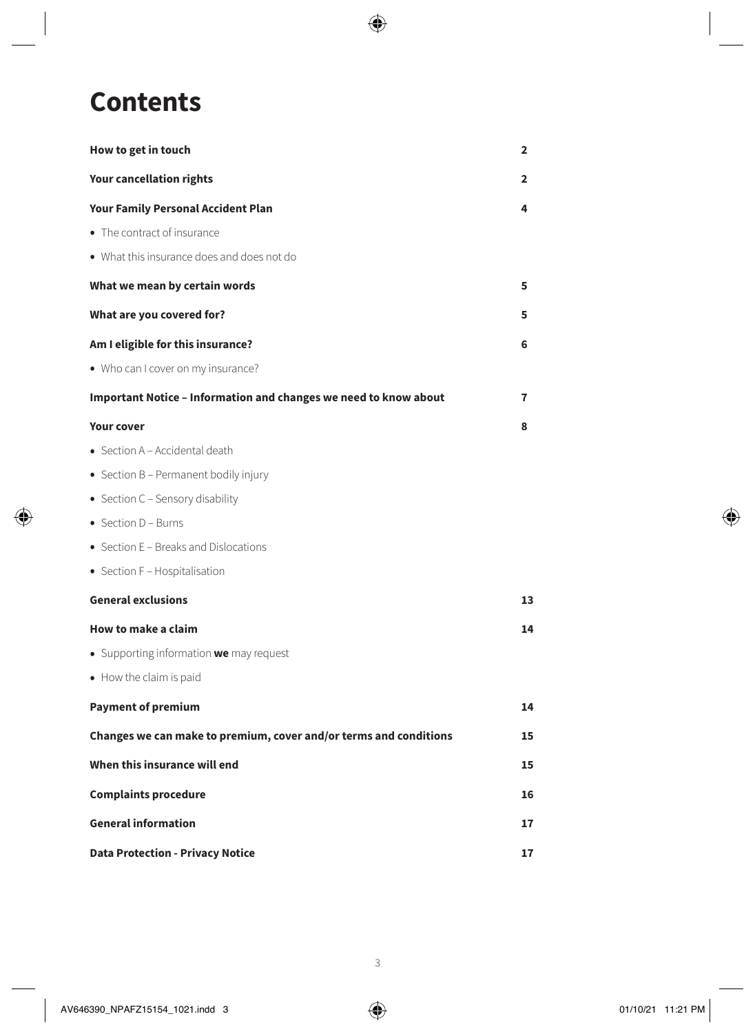# Contents

| | |
|---|---|
| **How to get in touch** | **2** |
| **Your cancellation rights** | **2** |
| **Your Family Personal Accident Plan** | **4** |
| • The contract of insurance | |
| • What this insurance does and does not do | |
| **What we mean by certain words** | **5** |
| **What are you covered for?** | **5** |
| **Am I eligible for this insurance?** | **6** |
| • Who can I cover on my insurance? | |
| **Important Notice – Information and changes we need to know about** | **7** |
| **Your cover** | **8** |
| • Section A – Accidental death | |
| • Section B – Permanent bodily injury | |
| • Section C – Sensory disability | |
| • Section D – Burns | |
| • Section E – Breaks and Dislocations | |
| • Section F – Hospitalisation | |
| **General exclusions** | **13** |
| **How to make a claim** | **14** |
| • Supporting information **we** may request | |
| • How the claim is paid | |
| **Payment of premium** | **14** |
| **Changes we can make to premium, cover and/or terms and conditions** | **15** |
| **When this insurance will end** | **15** |
| **Complaints procedure** | **16** |
| **General information** | **17** |
| **Data Protection - Privacy Notice** | **17** |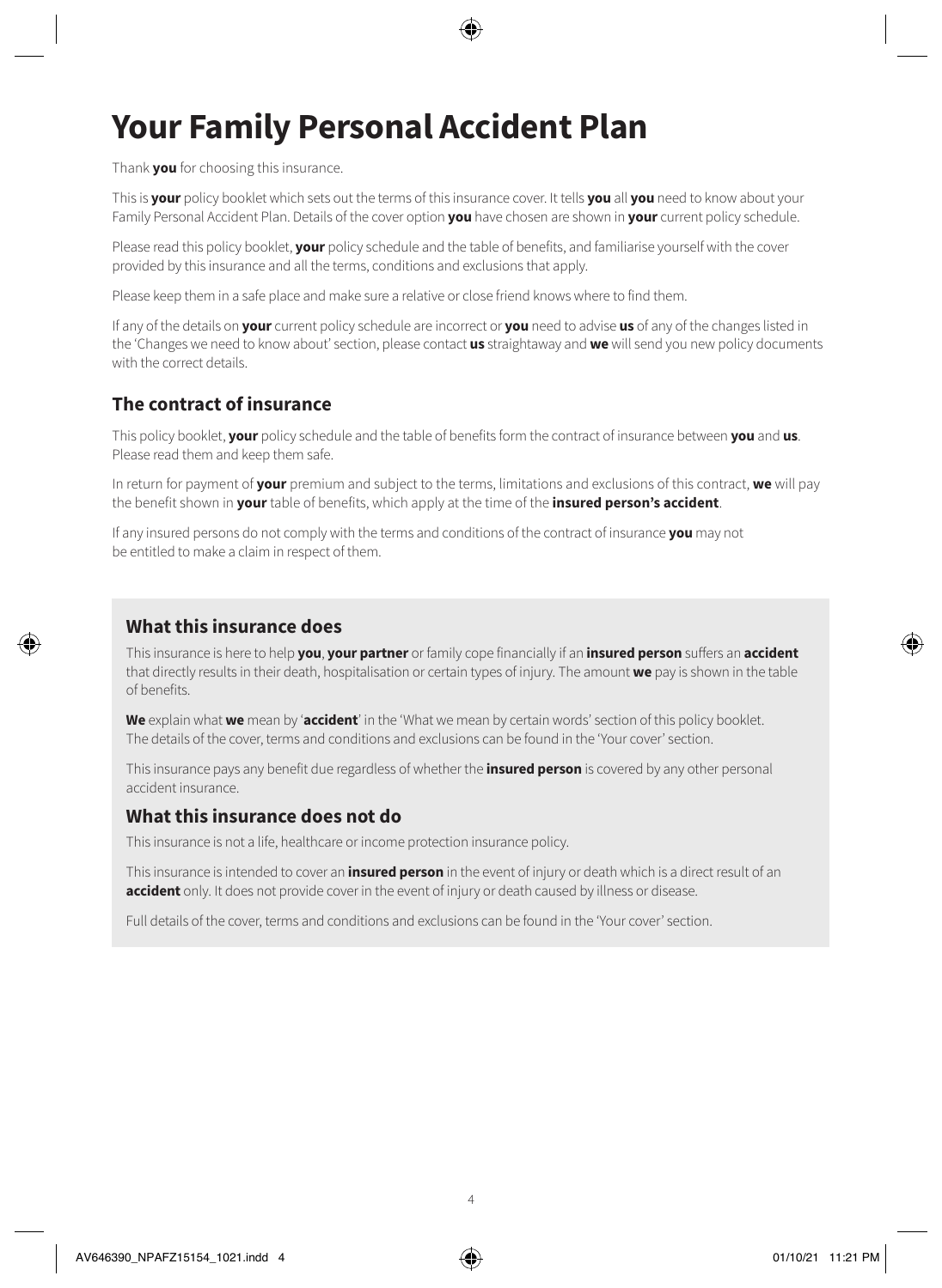# Your Family Personal Accident Plan

Thank **you** for choosing this insurance.

This is **your** policy booklet which sets out the terms of this insurance cover. It tells **you** all **you** need to know about your Family Personal Accident Plan. Details of the cover option **you** have chosen are shown in **your** current policy schedule.

Please read this policy booklet, **your** policy schedule and the table of benefits, and familiarise yourself with the cover provided by this insurance and all the terms, conditions and exclusions that apply.

Please keep them in a safe place and make sure a relative or close friend knows where to find them.

If any of the details on **your** current policy schedule are incorrect or **you** need to advise **us** of any of the changes listed in the 'Changes we need to know about' section, please contact **us** straightaway and **we** will send you new policy documents with the correct details.

## The contract of insurance

This policy booklet, **your** policy schedule and the table of benefits form the contract of insurance between **you** and **us**. Please read them and keep them safe.

In return for payment of **your** premium and subject to the terms, limitations and exclusions of this contract, **we** will pay the benefit shown in **your** table of benefits, which apply at the time of the **insured person's accident**.

If any insured persons do not comply with the terms and conditions of the contract of insurance **you** may not be entitled to make a claim in respect of them.

## What this insurance does

This insurance is here to help **you**, **your partner** or family cope financially if an **insured person** suffers an **accident** that directly results in their death, hospitalisation or certain types of injury. The amount **we** pay is shown in the table of benefits.

**We** explain what **we** mean by '**accident**' in the 'What we mean by certain words' section of this policy booklet. The details of the cover, terms and conditions and exclusions can be found in the 'Your cover' section.

This insurance pays any benefit due regardless of whether the **insured person** is covered by any other personal accident insurance.

## What this insurance does not do

This insurance is not a life, healthcare or income protection insurance policy.

This insurance is intended to cover an **insured person** in the event of injury or death which is a direct result of an **accident** only. It does not provide cover in the event of injury or death caused by illness or disease.

Full details of the cover, terms and conditions and exclusions can be found in the 'Your cover' section.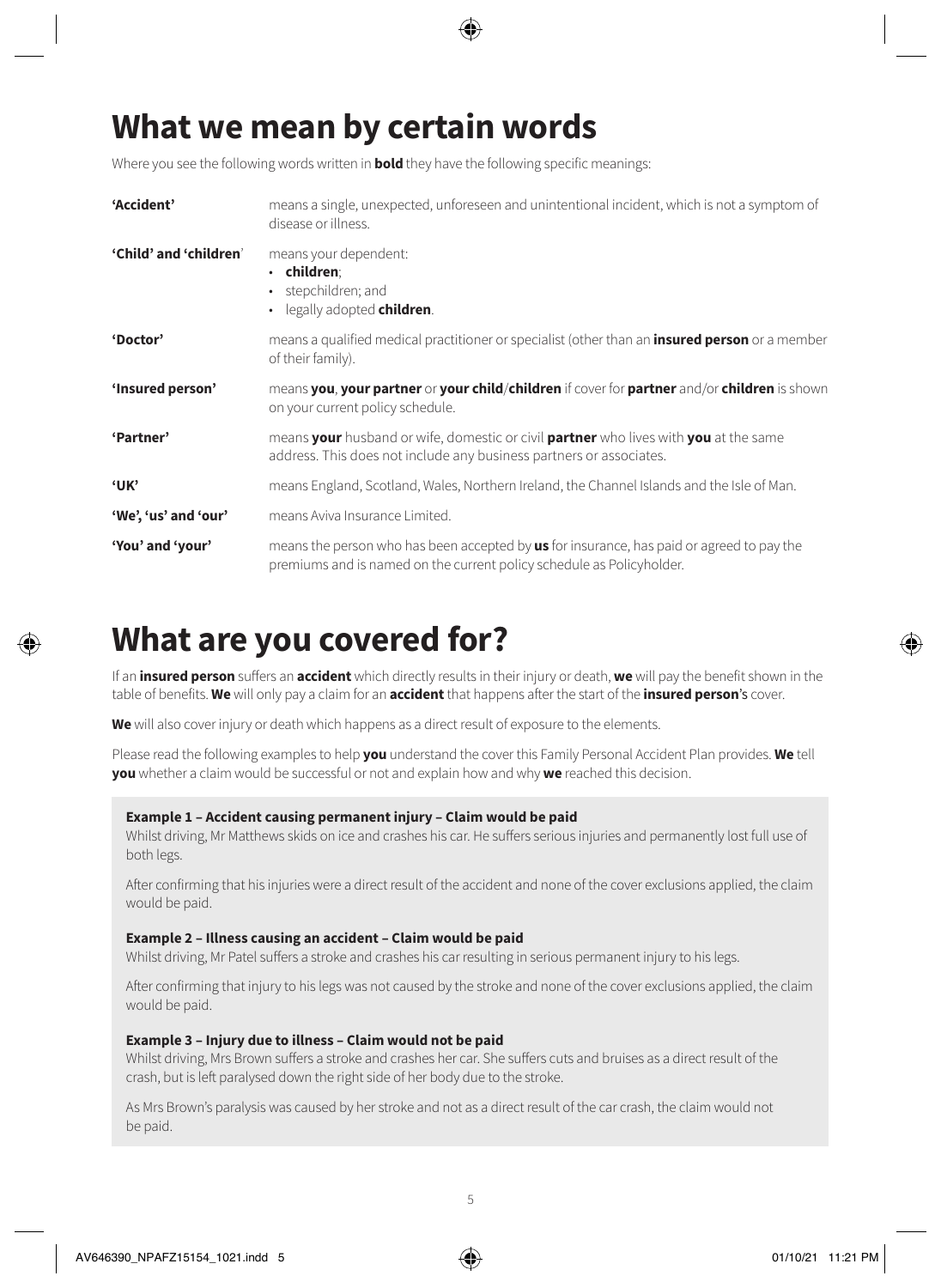# What we mean by certain words

Where you see the following words written in **bold** they have the following specific meanings:

| | |
|---|---|
| **'Accident'** | means a single, unexpected, unforeseen and unintentional incident, which is not a symptom of disease or illness. |
| **'Child' and 'children'** | means your dependent:<br>• **children**;<br>• stepchildren; and<br>• legally adopted **children**. |
| **'Doctor'** | means a qualified medical practitioner or specialist (other than an **insured person** or a member of their family). |
| **'Insured person'** | means **you**, **your partner** or **your child**/**children** if cover for **partner** and/or **children** is shown on your current policy schedule. |
| **'Partner'** | means **your** husband or wife, domestic or civil **partner** who lives with **you** at the same address. This does not include any business partners or associates. |
| **'UK'** | means England, Scotland, Wales, Northern Ireland, the Channel Islands and the Isle of Man. |
| **'We', 'us' and 'our'** | means Aviva Insurance Limited. |
| **'You' and 'your'** | means the person who has been accepted by **us** for insurance, has paid or agreed to pay the premiums and is named on the current policy schedule as Policyholder. |

# What are you covered for?

If an **insured person** suffers an **accident** which directly results in their injury or death, **we** will pay the benefit shown in the table of benefits. **We** will only pay a claim for an **accident** that happens after the start of the **insured person**'s cover.

**We** will also cover injury or death which happens as a direct result of exposure to the elements.

Please read the following examples to help **you** understand the cover this Family Personal Accident Plan provides. **We** tell **you** whether a claim would be successful or not and explain how and why **we** reached this decision.

**Example 1 – Accident causing permanent injury – Claim would be paid**

Whilst driving, Mr Matthews skids on ice and crashes his car. He suffers serious injuries and permanently lost full use of both legs.

After confirming that his injuries were a direct result of the accident and none of the cover exclusions applied, the claim would be paid.

**Example 2 – Illness causing an accident – Claim would be paid**

Whilst driving, Mr Patel suffers a stroke and crashes his car resulting in serious permanent injury to his legs.

After confirming that injury to his legs was not caused by the stroke and none of the cover exclusions applied, the claim would be paid.

**Example 3 – Injury due to illness – Claim would not be paid**

Whilst driving, Mrs Brown suffers a stroke and crashes her car. She suffers cuts and bruises as a direct result of the crash, but is left paralysed down the right side of her body due to the stroke.

As Mrs Brown's paralysis was caused by her stroke and not as a direct result of the car crash, the claim would not be paid.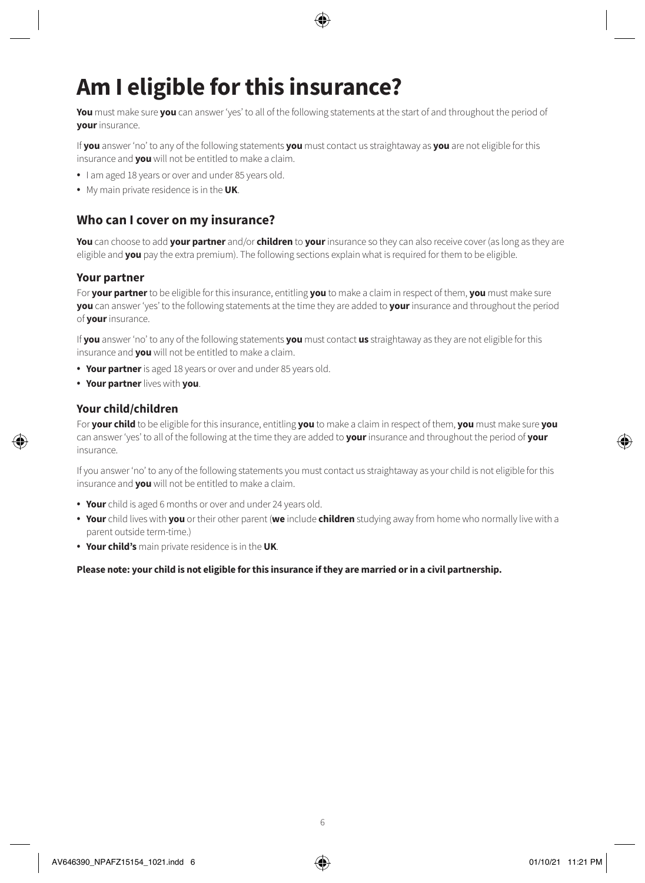# Am I eligible for this insurance?

**You** must make sure **you** can answer 'yes' to all of the following statements at the start of and throughout the period of **your** insurance.

If **you** answer 'no' to any of the following statements **you** must contact us straightaway as **you** are not eligible for this insurance and **you** will not be entitled to make a claim.

- I am aged 18 years or over and under 85 years old.
- My main private residence is in the **UK**.

## Who can I cover on my insurance?

**You** can choose to add **your partner** and/or **children** to **your** insurance so they can also receive cover (as long as they are eligible and **you** pay the extra premium). The following sections explain what is required for them to be eligible.

### Your partner

For **your partner** to be eligible for this insurance, entitling **you** to make a claim in respect of them, **you** must make sure **you** can answer 'yes' to the following statements at the time they are added to **your** insurance and throughout the period of **your** insurance.

If **you** answer 'no' to any of the following statements **you** must contact **us** straightaway as they are not eligible for this insurance and **you** will not be entitled to make a claim.

- **Your partner** is aged 18 years or over and under 85 years old.
- **Your partner** lives with **you**.

### Your child/children

For **your child** to be eligible for this insurance, entitling **you** to make a claim in respect of them, **you** must make sure **you** can answer 'yes' to all of the following at the time they are added to **your** insurance and throughout the period of **your** insurance.

If you answer 'no' to any of the following statements you must contact us straightaway as your child is not eligible for this insurance and **you** will not be entitled to make a claim.

- **Your** child is aged 6 months or over and under 24 years old.
- **Your** child lives with **you** or their other parent (**we** include **children** studying away from home who normally live with a parent outside term-time.)
- **Your child's** main private residence is in the **UK**.

**Please note: your child is not eligible for this insurance if they are married or in a civil partnership.**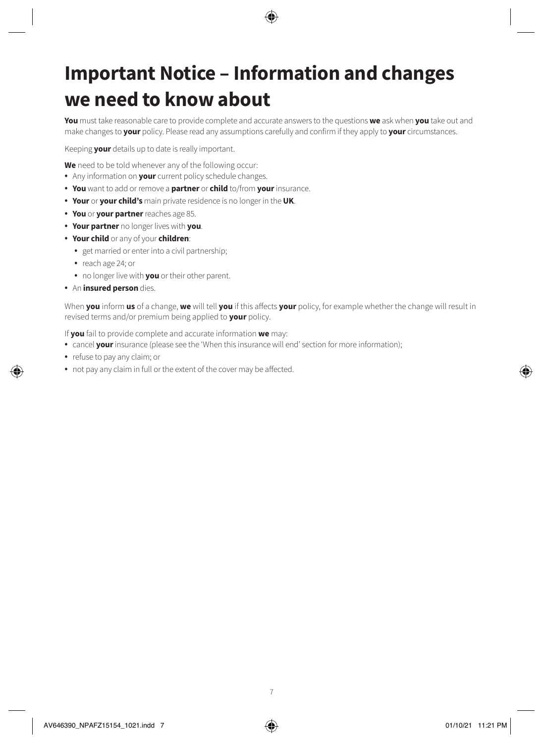# Important Notice – Information and changes we need to know about

**You** must take reasonable care to provide complete and accurate answers to the questions **we** ask when **you** take out and make changes to **your** policy. Please read any assumptions carefully and confirm if they apply to **your** circumstances.

Keeping **your** details up to date is really important.

**We** need to be told whenever any of the following occur:

- Any information on **your** current policy schedule changes.
- **You** want to add or remove a **partner** or **child** to/from **your** insurance.
- **Your** or **your child's** main private residence is no longer in the **UK**.
- **You** or **your partner** reaches age 85.
- **Your partner** no longer lives with **you**.
- **Your child** or any of your **children**:
  - get married or enter into a civil partnership;
  - reach age 24; or
  - no longer live with **you** or their other parent.
- An **insured person** dies.

When **you** inform **us** of a change, **we** will tell **you** if this affects **your** policy, for example whether the change will result in revised terms and/or premium being applied to **your** policy.

If **you** fail to provide complete and accurate information **we** may:

- cancel **your** insurance (please see the 'When this insurance will end' section for more information);
- refuse to pay any claim; or
- not pay any claim in full or the extent of the cover may be affected.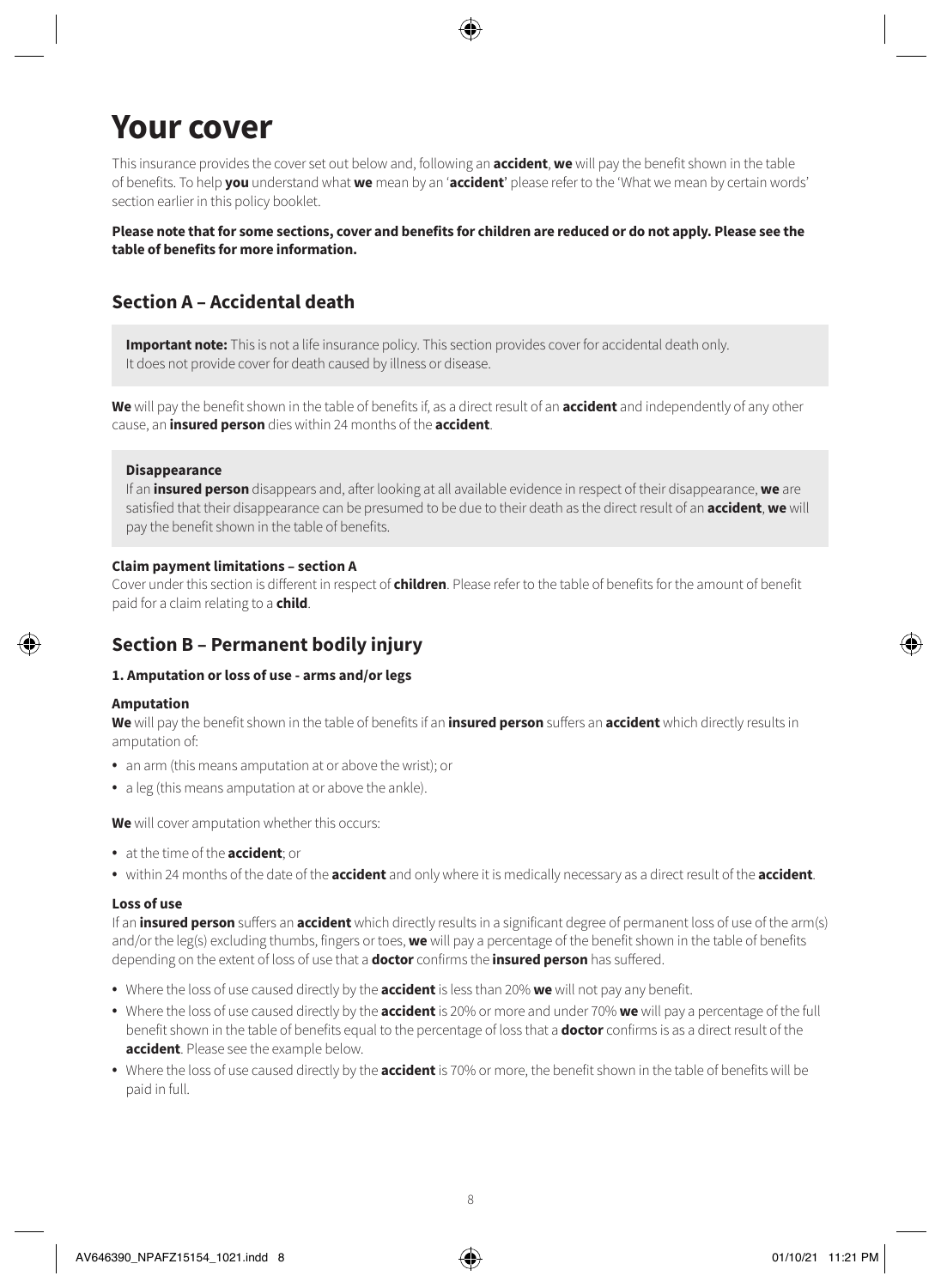# Your cover

This insurance provides the cover set out below and, following an **accident**, **we** will pay the benefit shown in the table of benefits. To help **you** understand what **we** mean by an '**accident**' please refer to the 'What we mean by certain words' section earlier in this policy booklet.

**Please note that for some sections, cover and benefits for children are reduced or do not apply. Please see the table of benefits for more information.**

## Section A – Accidental death

**Important note:** This is not a life insurance policy. This section provides cover for accidental death only. It does not provide cover for death caused by illness or disease.

**We** will pay the benefit shown in the table of benefits if, as a direct result of an **accident** and independently of any other cause, an **insured person** dies within 24 months of the **accident**.

**Disappearance**

If an **insured person** disappears and, after looking at all available evidence in respect of their disappearance, **we** are satisfied that their disappearance can be presumed to be due to their death as the direct result of an **accident**, **we** will pay the benefit shown in the table of benefits.

**Claim payment limitations – section A**

Cover under this section is different in respect of **children**. Please refer to the table of benefits for the amount of benefit paid for a claim relating to a **child**.

## Section B – Permanent bodily injury

**1. Amputation or loss of use - arms and/or legs**

**Amputation**

**We** will pay the benefit shown in the table of benefits if an **insured person** suffers an **accident** which directly results in amputation of:

- an arm (this means amputation at or above the wrist); or
- a leg (this means amputation at or above the ankle).

**We** will cover amputation whether this occurs:

- at the time of the **accident**; or
- within 24 months of the date of the **accident** and only where it is medically necessary as a direct result of the **accident**.

**Loss of use**

If an **insured person** suffers an **accident** which directly results in a significant degree of permanent loss of use of the arm(s) and/or the leg(s) excluding thumbs, fingers or toes, **we** will pay a percentage of the benefit shown in the table of benefits depending on the extent of loss of use that a **doctor** confirms the **insured person** has suffered.

- Where the loss of use caused directly by the **accident** is less than 20% **we** will not pay any benefit.
- Where the loss of use caused directly by the **accident** is 20% or more and under 70% **we** will pay a percentage of the full benefit shown in the table of benefits equal to the percentage of loss that a **doctor** confirms is as a direct result of the **accident**. Please see the example below.
- Where the loss of use caused directly by the **accident** is 70% or more, the benefit shown in the table of benefits will be paid in full.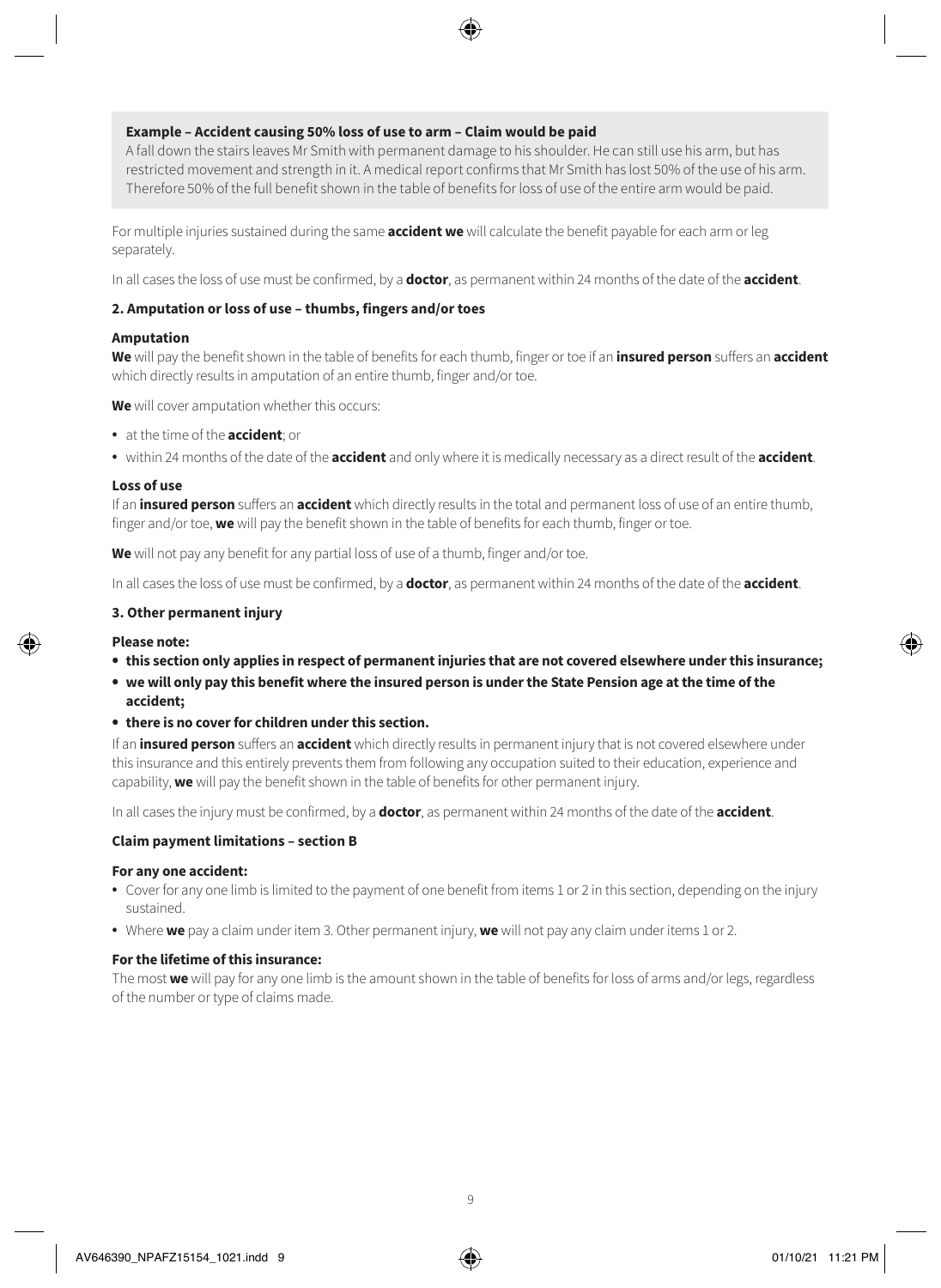**Example – Accident causing 50% loss of use to arm – Claim would be paid**

A fall down the stairs leaves Mr Smith with permanent damage to his shoulder. He can still use his arm, but has restricted movement and strength in it. A medical report confirms that Mr Smith has lost 50% of the use of his arm. Therefore 50% of the full benefit shown in the table of benefits for loss of use of the entire arm would be paid.

For multiple injuries sustained during the same **accident we** will calculate the benefit payable for each arm or leg separately.

In all cases the loss of use must be confirmed, by a **doctor**, as permanent within 24 months of the date of the **accident**.

**2. Amputation or loss of use – thumbs, fingers and/or toes**

**Amputation**

**We** will pay the benefit shown in the table of benefits for each thumb, finger or toe if an **insured person** suffers an **accident** which directly results in amputation of an entire thumb, finger and/or toe.

**We** will cover amputation whether this occurs:

- at the time of the **accident**; or
- within 24 months of the date of the **accident** and only where it is medically necessary as a direct result of the **accident**.

**Loss of use**

If an **insured person** suffers an **accident** which directly results in the total and permanent loss of use of an entire thumb, finger and/or toe, **we** will pay the benefit shown in the table of benefits for each thumb, finger or toe.

**We** will not pay any benefit for any partial loss of use of a thumb, finger and/or toe.

In all cases the loss of use must be confirmed, by a **doctor**, as permanent within 24 months of the date of the **accident**.

**3. Other permanent injury**

**Please note:**

- **this section only applies in respect of permanent injuries that are not covered elsewhere under this insurance;**
- **we will only pay this benefit where the insured person is under the State Pension age at the time of the accident;**
- **there is no cover for children under this section.**

If an **insured person** suffers an **accident** which directly results in permanent injury that is not covered elsewhere under this insurance and this entirely prevents them from following any occupation suited to their education, experience and capability, **we** will pay the benefit shown in the table of benefits for other permanent injury.

In all cases the injury must be confirmed, by a **doctor**, as permanent within 24 months of the date of the **accident**.

**Claim payment limitations – section B**

**For any one accident:**

- Cover for any one limb is limited to the payment of one benefit from items 1 or 2 in this section, depending on the injury sustained.
- Where **we** pay a claim under item 3. Other permanent injury, **we** will not pay any claim under items 1 or 2.

**For the lifetime of this insurance:**

The most **we** will pay for any one limb is the amount shown in the table of benefits for loss of arms and/or legs, regardless of the number or type of claims made.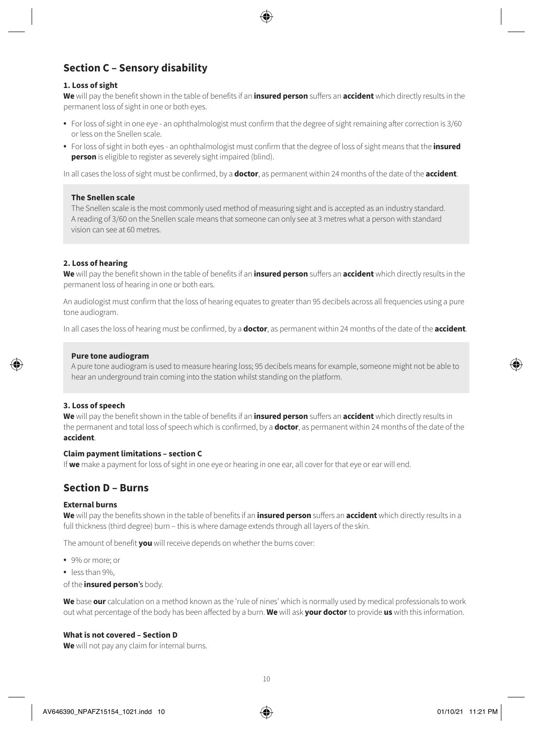## Section C – Sensory disability

### 1. Loss of sight

**We** will pay the benefit shown in the table of benefits if an **insured person** suffers an **accident** which directly results in the permanent loss of sight in one or both eyes.

- For loss of sight in one eye - an ophthalmologist must confirm that the degree of sight remaining after correction is 3/60 or less on the Snellen scale.
- For loss of sight in both eyes - an ophthalmologist must confirm that the degree of loss of sight means that the **insured person** is eligible to register as severely sight impaired (blind).

In all cases the loss of sight must be confirmed, by a **doctor**, as permanent within 24 months of the date of the **accident**.

**The Snellen scale**

The Snellen scale is the most commonly used method of measuring sight and is accepted as an industry standard. A reading of 3/60 on the Snellen scale means that someone can only see at 3 metres what a person with standard vision can see at 60 metres.

### 2. Loss of hearing

**We** will pay the benefit shown in the table of benefits if an **insured person** suffers an **accident** which directly results in the permanent loss of hearing in one or both ears.

An audiologist must confirm that the loss of hearing equates to greater than 95 decibels across all frequencies using a pure tone audiogram.

In all cases the loss of hearing must be confirmed, by a **doctor**, as permanent within 24 months of the date of the **accident**.

**Pure tone audiogram**

A pure tone audiogram is used to measure hearing loss; 95 decibels means for example, someone might not be able to hear an underground train coming into the station whilst standing on the platform.

### 3. Loss of speech

**We** will pay the benefit shown in the table of benefits if an **insured person** suffers an **accident** which directly results in the permanent and total loss of speech which is confirmed, by a **doctor**, as permanent within 24 months of the date of the **accident**.

### Claim payment limitations – section C

If **we** make a payment for loss of sight in one eye or hearing in one ear, all cover for that eye or ear will end.

## Section D – Burns

### External burns

**We** will pay the benefits shown in the table of benefits if an **insured person** suffers an **accident** which directly results in a full thickness (third degree) burn – this is where damage extends through all layers of the skin.

The amount of benefit **you** will receive depends on whether the burns cover:

- 9% or more; or
- less than 9%,

of the **insured person**'s body.

**We** base **our** calculation on a method known as the 'rule of nines' which is normally used by medical professionals to work out what percentage of the body has been affected by a burn. **We** will ask **your doctor** to provide **us** with this information.

### What is not covered – Section D

**We** will not pay any claim for internal burns.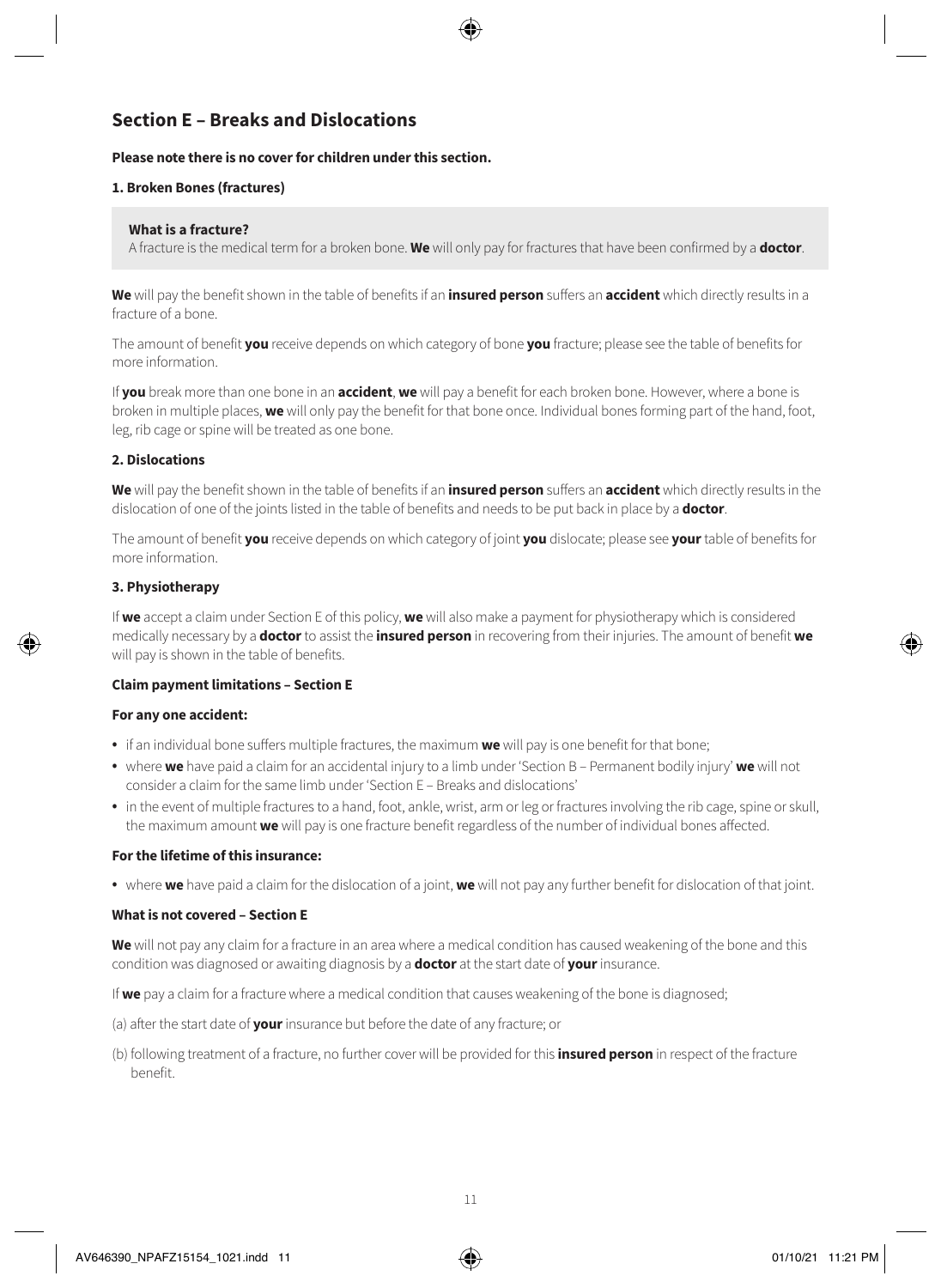## Section E – Breaks and Dislocations

**Please note there is no cover for children under this section.**

**1. Broken Bones (fractures)**

**What is a fracture?**
A fracture is the medical term for a broken bone. **We** will only pay for fractures that have been confirmed by a **doctor**.

**We** will pay the benefit shown in the table of benefits if an **insured person** suffers an **accident** which directly results in a fracture of a bone.

The amount of benefit **you** receive depends on which category of bone **you** fracture; please see the table of benefits for more information.

If **you** break more than one bone in an **accident**, **we** will pay a benefit for each broken bone. However, where a bone is broken in multiple places, **we** will only pay the benefit for that bone once. Individual bones forming part of the hand, foot, leg, rib cage or spine will be treated as one bone.

**2. Dislocations**

**We** will pay the benefit shown in the table of benefits if an **insured person** suffers an **accident** which directly results in the dislocation of one of the joints listed in the table of benefits and needs to be put back in place by a **doctor**.

The amount of benefit **you** receive depends on which category of joint **you** dislocate; please see **your** table of benefits for more information.

**3. Physiotherapy**

If **we** accept a claim under Section E of this policy, **we** will also make a payment for physiotherapy which is considered medically necessary by a **doctor** to assist the **insured person** in recovering from their injuries. The amount of benefit **we** will pay is shown in the table of benefits.

**Claim payment limitations – Section E**

**For any one accident:**

- if an individual bone suffers multiple fractures, the maximum **we** will pay is one benefit for that bone;
- where **we** have paid a claim for an accidental injury to a limb under 'Section B – Permanent bodily injury' **we** will not consider a claim for the same limb under 'Section E – Breaks and dislocations'
- in the event of multiple fractures to a hand, foot, ankle, wrist, arm or leg or fractures involving the rib cage, spine or skull, the maximum amount **we** will pay is one fracture benefit regardless of the number of individual bones affected.

**For the lifetime of this insurance:**

- where **we** have paid a claim for the dislocation of a joint, **we** will not pay any further benefit for dislocation of that joint.

**What is not covered – Section E**

**We** will not pay any claim for a fracture in an area where a medical condition has caused weakening of the bone and this condition was diagnosed or awaiting diagnosis by a **doctor** at the start date of **your** insurance.

If **we** pay a claim for a fracture where a medical condition that causes weakening of the bone is diagnosed;

(a) after the start date of **your** insurance but before the date of any fracture; or

(b) following treatment of a fracture, no further cover will be provided for this **insured person** in respect of the fracture benefit.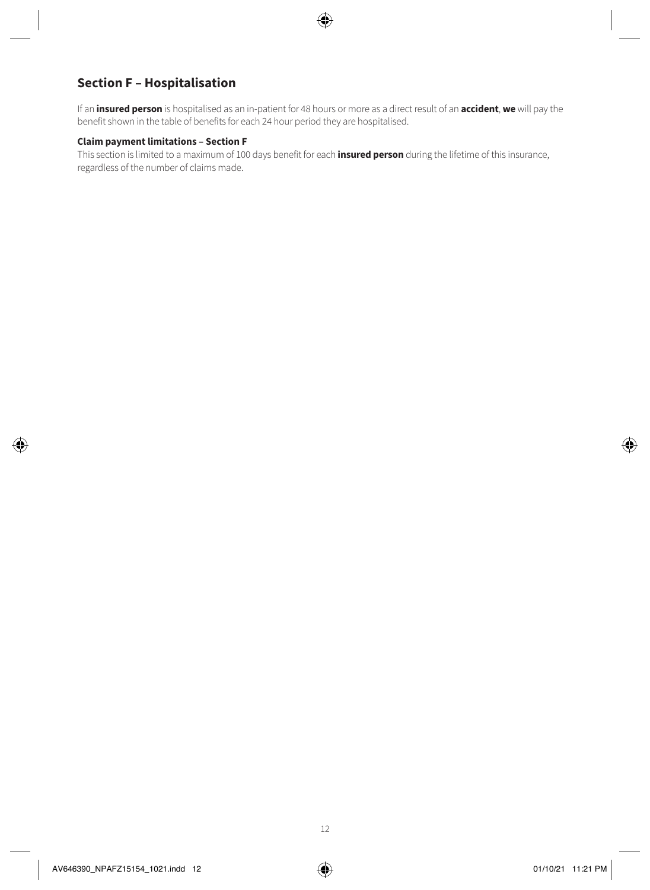## Section F – Hospitalisation

If an **insured person** is hospitalised as an in-patient for 48 hours or more as a direct result of an **accident**, **we** will pay the benefit shown in the table of benefits for each 24 hour period they are hospitalised.

### Claim payment limitations – Section F

This section is limited to a maximum of 100 days benefit for each **insured person** during the lifetime of this insurance, regardless of the number of claims made.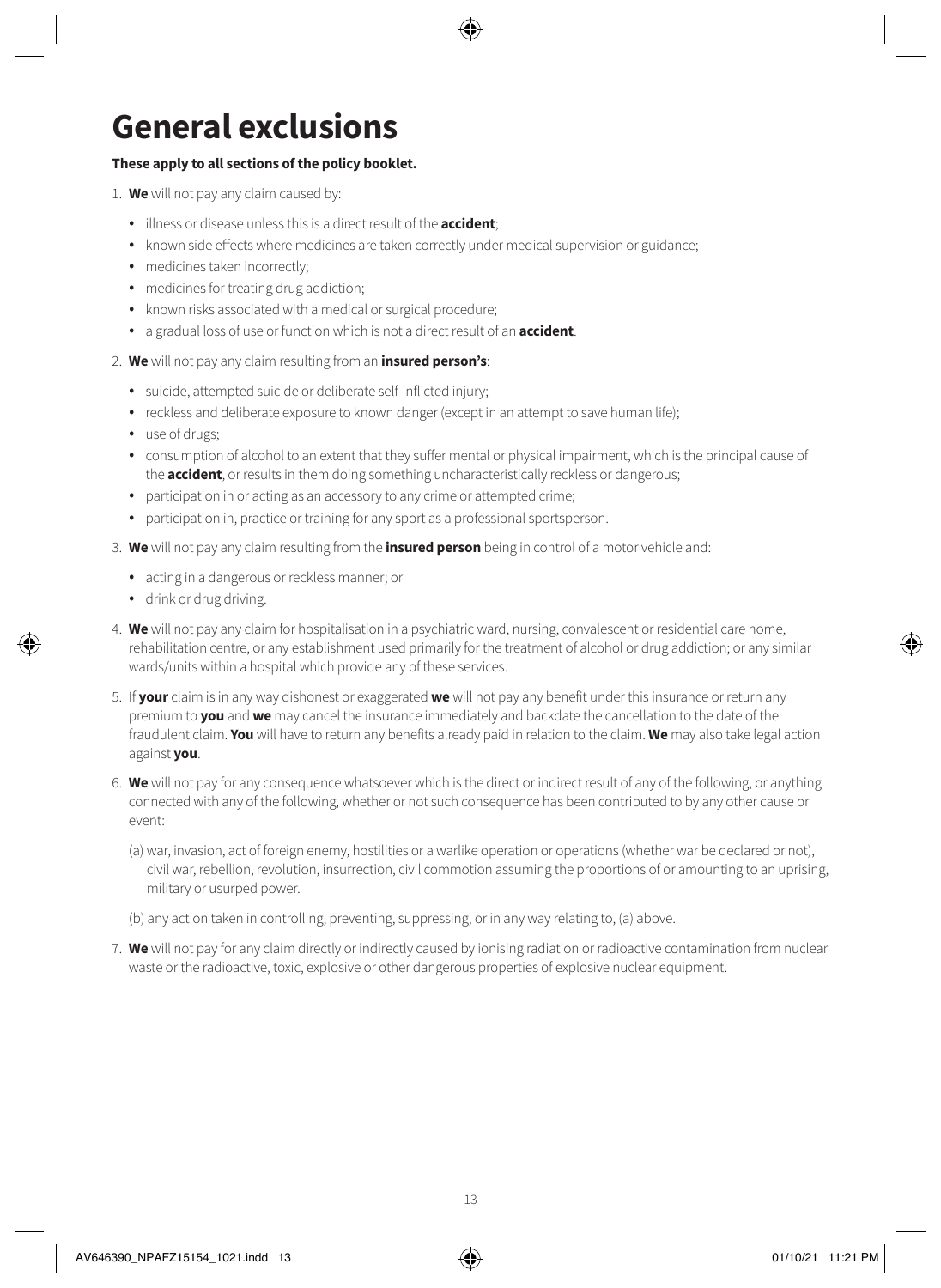# General exclusions

**These apply to all sections of the policy booklet.**

1. **We** will not pay any claim caused by:
   - illness or disease unless this is a direct result of the **accident**;
   - known side effects where medicines are taken correctly under medical supervision or guidance;
   - medicines taken incorrectly;
   - medicines for treating drug addiction;
   - known risks associated with a medical or surgical procedure;
   - a gradual loss of use or function which is not a direct result of an **accident**.
2. **We** will not pay any claim resulting from an **insured person's**:
   - suicide, attempted suicide or deliberate self-inflicted injury;
   - reckless and deliberate exposure to known danger (except in an attempt to save human life);
   - use of drugs;
   - consumption of alcohol to an extent that they suffer mental or physical impairment, which is the principal cause of the **accident**, or results in them doing something uncharacteristically reckless or dangerous;
   - participation in or acting as an accessory to any crime or attempted crime;
   - participation in, practice or training for any sport as a professional sportsperson.
3. **We** will not pay any claim resulting from the **insured person** being in control of a motor vehicle and:
   - acting in a dangerous or reckless manner; or
   - drink or drug driving.
4. **We** will not pay any claim for hospitalisation in a psychiatric ward, nursing, convalescent or residential care home, rehabilitation centre, or any establishment used primarily for the treatment of alcohol or drug addiction; or any similar wards/units within a hospital which provide any of these services.
5. If **your** claim is in any way dishonest or exaggerated **we** will not pay any benefit under this insurance or return any premium to **you** and **we** may cancel the insurance immediately and backdate the cancellation to the date of the fraudulent claim. **You** will have to return any benefits already paid in relation to the claim. **We** may also take legal action against **you**.
6. **We** will not pay for any consequence whatsoever which is the direct or indirect result of any of the following, or anything connected with any of the following, whether or not such consequence has been contributed to by any other cause or event:

   (a) war, invasion, act of foreign enemy, hostilities or a warlike operation or operations (whether war be declared or not), civil war, rebellion, revolution, insurrection, civil commotion assuming the proportions of or amounting to an uprising, military or usurped power.

   (b) any action taken in controlling, preventing, suppressing, or in any way relating to, (a) above.
7. **We** will not pay for any claim directly or indirectly caused by ionising radiation or radioactive contamination from nuclear waste or the radioactive, toxic, explosive or other dangerous properties of explosive nuclear equipment.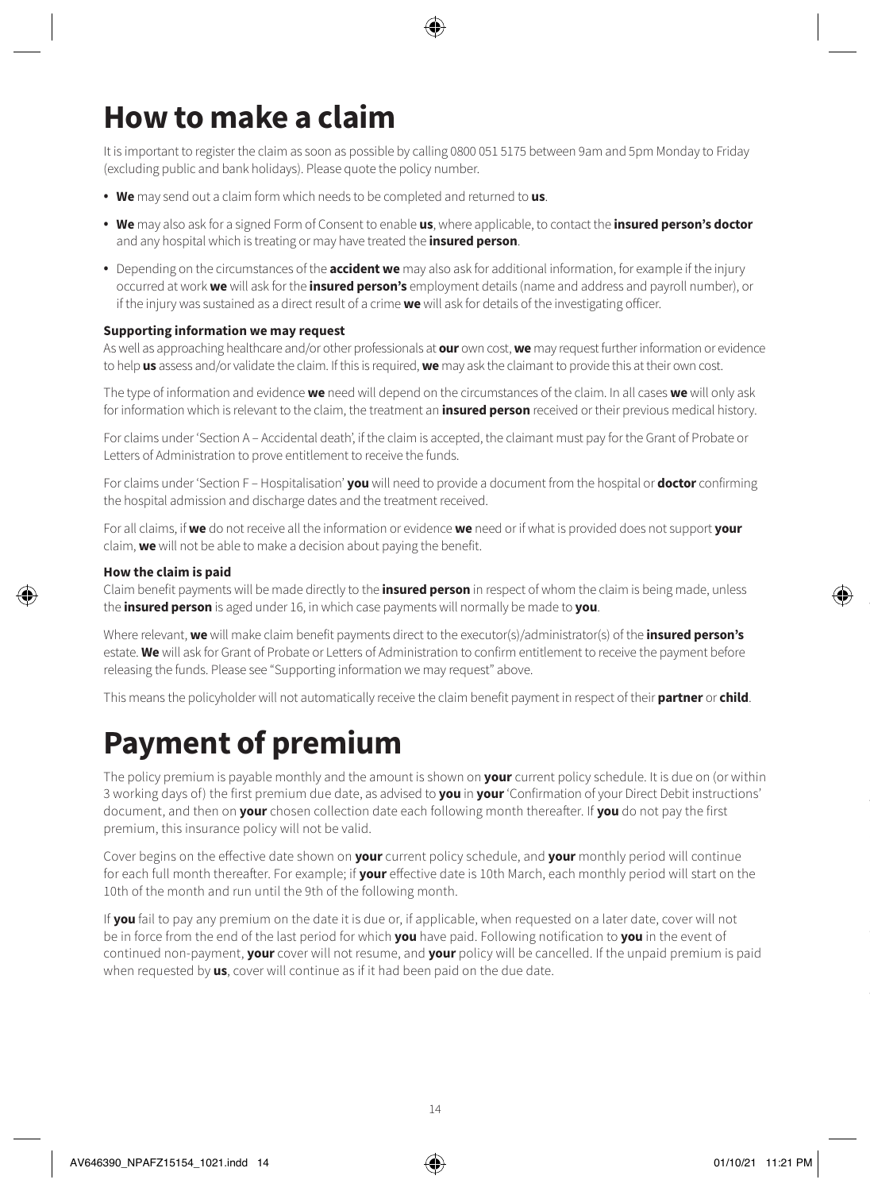# How to make a claim

It is important to register the claim as soon as possible by calling 0800 051 5175 between 9am and 5pm Monday to Friday (excluding public and bank holidays). Please quote the policy number.

- **We** may send out a claim form which needs to be completed and returned to **us**.
- **We** may also ask for a signed Form of Consent to enable **us**, where applicable, to contact the **insured person's doctor** and any hospital which is treating or may have treated the **insured person**.
- Depending on the circumstances of the **accident we** may also ask for additional information, for example if the injury occurred at work **we** will ask for the **insured person's** employment details (name and address and payroll number), or if the injury was sustained as a direct result of a crime **we** will ask for details of the investigating officer.

#### Supporting information we may request

As well as approaching healthcare and/or other professionals at **our** own cost, **we** may request further information or evidence to help **us** assess and/or validate the claim. If this is required, **we** may ask the claimant to provide this at their own cost.

The type of information and evidence **we** need will depend on the circumstances of the claim. In all cases **we** will only ask for information which is relevant to the claim, the treatment an **insured person** received or their previous medical history.

For claims under 'Section A – Accidental death', if the claim is accepted, the claimant must pay for the Grant of Probate or Letters of Administration to prove entitlement to receive the funds.

For claims under 'Section F – Hospitalisation' **you** will need to provide a document from the hospital or **doctor** confirming the hospital admission and discharge dates and the treatment received.

For all claims, if **we** do not receive all the information or evidence **we** need or if what is provided does not support **your** claim, **we** will not be able to make a decision about paying the benefit.

#### How the claim is paid

Claim benefit payments will be made directly to the **insured person** in respect of whom the claim is being made, unless the **insured person** is aged under 16, in which case payments will normally be made to **you**.

Where relevant, **we** will make claim benefit payments direct to the executor(s)/administrator(s) of the **insured person's** estate. **We** will ask for Grant of Probate or Letters of Administration to confirm entitlement to receive the payment before releasing the funds. Please see "Supporting information we may request" above.

This means the policyholder will not automatically receive the claim benefit payment in respect of their **partner** or **child**.

# Payment of premium

The policy premium is payable monthly and the amount is shown on **your** current policy schedule. It is due on (or within 3 working days of) the first premium due date, as advised to **you** in **your** 'Confirmation of your Direct Debit instructions' document, and then on **your** chosen collection date each following month thereafter. If **you** do not pay the first premium, this insurance policy will not be valid.

Cover begins on the effective date shown on **your** current policy schedule, and **your** monthly period will continue for each full month thereafter. For example; if **your** effective date is 10th March, each monthly period will start on the 10th of the month and run until the 9th of the following month.

If **you** fail to pay any premium on the date it is due or, if applicable, when requested on a later date, cover will not be in force from the end of the last period for which **you** have paid. Following notification to **you** in the event of continued non-payment, **your** cover will not resume, and **your** policy will be cancelled. If the unpaid premium is paid when requested by **us**, cover will continue as if it had been paid on the due date.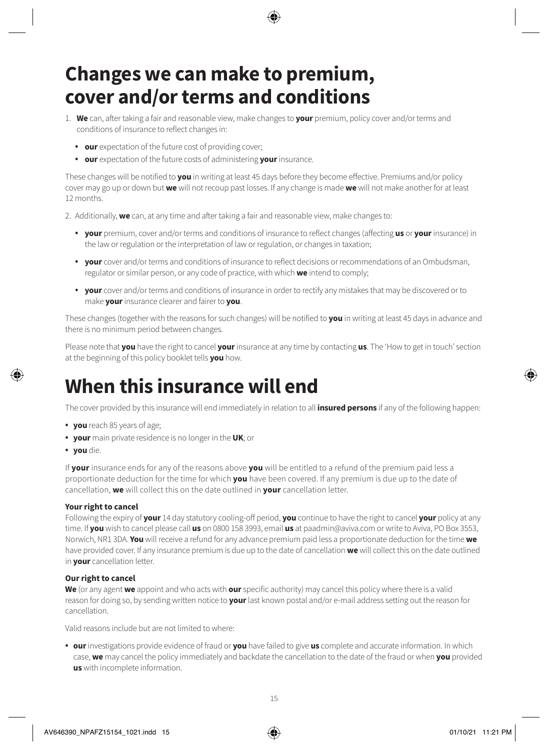# Changes we can make to premium, cover and/or terms and conditions

1. **We** can, after taking a fair and reasonable view, make changes to **your** premium, policy cover and/or terms and conditions of insurance to reflect changes in:

   - **our** expectation of the future cost of providing cover;
   - **our** expectation of the future costs of administering **your** insurance.

   These changes will be notified to **you** in writing at least 45 days before they become effective. Premiums and/or policy cover may go up or down but **we** will not recoup past losses. If any change is made **we** will not make another for at least 12 months.

2. Additionally, **we** can, at any time and after taking a fair and reasonable view, make changes to:

   - **your** premium, cover and/or terms and conditions of insurance to reflect changes (affecting **us** or **your** insurance) in the law or regulation or the interpretation of law or regulation, or changes in taxation;
   - **your** cover and/or terms and conditions of insurance to reflect decisions or recommendations of an Ombudsman, regulator or similar person, or any code of practice, with which **we** intend to comply;
   - **your** cover and/or terms and conditions of insurance in order to rectify any mistakes that may be discovered or to make **your** insurance clearer and fairer to **you**.

   These changes (together with the reasons for such changes) will be notified to **you** in writing at least 45 days in advance and there is no minimum period between changes.

Please note that **you** have the right to cancel **your** insurance at any time by contacting **us**. The 'How to get in touch' section at the beginning of this policy booklet tells **you** how.

# When this insurance will end

The cover provided by this insurance will end immediately in relation to all **insured persons** if any of the following happen:

- **you** reach 85 years of age;
- **your** main private residence is no longer in the **UK**; or
- **you** die.

If **your** insurance ends for any of the reasons above **you** will be entitled to a refund of the premium paid less a proportionate deduction for the time for which **you** have been covered. If any premium is due up to the date of cancellation, **we** will collect this on the date outlined in **your** cancellation letter.

**Your right to cancel**

Following the expiry of **your** 14 day statutory cooling-off period, **you** continue to have the right to cancel **your** policy at any time. If **you** wish to cancel please call **us** on 0800 158 3993, email **us** at paadmin@aviva.com or write to Aviva, PO Box 3553, Norwich, NR1 3DA. **You** will receive a refund for any advance premium paid less a proportionate deduction for the time **we** have provided cover. If any insurance premium is due up to the date of cancellation **we** will collect this on the date outlined in **your** cancellation letter.

**Our right to cancel**

**We** (or any agent **we** appoint and who acts with **our** specific authority) may cancel this policy where there is a valid reason for doing so, by sending written notice to **your** last known postal and/or e-mail address setting out the reason for cancellation.

Valid reasons include but are not limited to where:

- **our** investigations provide evidence of fraud or **you** have failed to give **us** complete and accurate information. In which case, **we** may cancel the policy immediately and backdate the cancellation to the date of the fraud or when **you** provided **us** with incomplete information.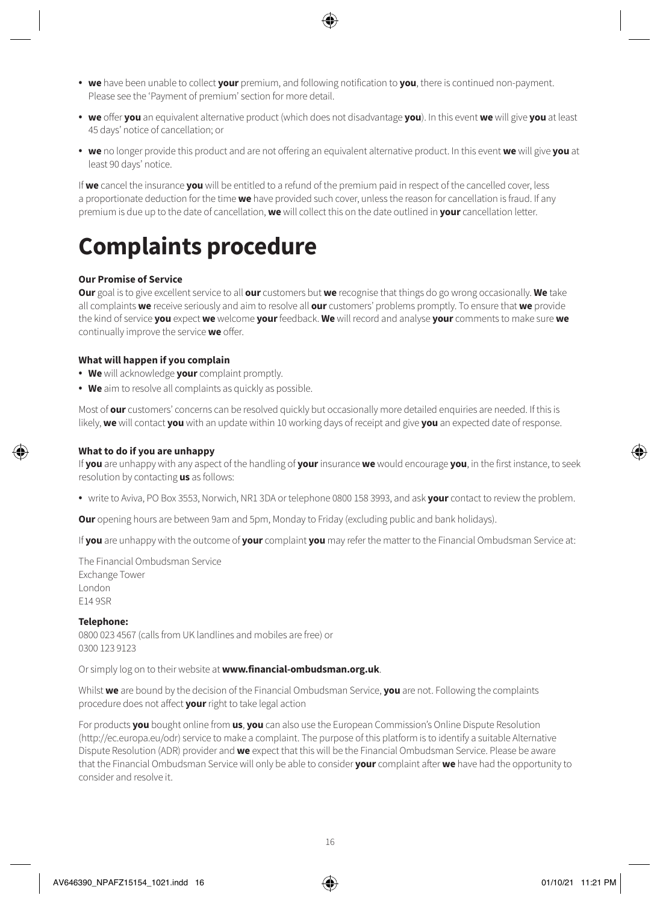- **we** have been unable to collect **your** premium, and following notification to **you**, there is continued non-payment. Please see the 'Payment of premium' section for more detail.
- **we** offer **you** an equivalent alternative product (which does not disadvantage **you**). In this event **we** will give **you** at least 45 days' notice of cancellation; or
- **we** no longer provide this product and are not offering an equivalent alternative product. In this event **we** will give **you** at least 90 days' notice.

If **we** cancel the insurance **you** will be entitled to a refund of the premium paid in respect of the cancelled cover, less a proportionate deduction for the time **we** have provided such cover, unless the reason for cancellation is fraud. If any premium is due up to the date of cancellation, **we** will collect this on the date outlined in **your** cancellation letter.

# Complaints procedure

**Our Promise of Service**

**Our** goal is to give excellent service to all **our** customers but **we** recognise that things do go wrong occasionally. **We** take all complaints **we** receive seriously and aim to resolve all **our** customers' problems promptly. To ensure that **we** provide the kind of service **you** expect **we** welcome **your** feedback. **We** will record and analyse **your** comments to make sure **we** continually improve the service **we** offer.

**What will happen if you complain**

- **We** will acknowledge **your** complaint promptly.
- **We** aim to resolve all complaints as quickly as possible.

Most of **our** customers' concerns can be resolved quickly but occasionally more detailed enquiries are needed. If this is likely, **we** will contact **you** with an update within 10 working days of receipt and give **you** an expected date of response.

**What to do if you are unhappy**

If **you** are unhappy with any aspect of the handling of **your** insurance **we** would encourage **you**, in the first instance, to seek resolution by contacting **us** as follows:

- write to Aviva, PO Box 3553, Norwich, NR1 3DA or telephone 0800 158 3993, and ask **your** contact to review the problem.

**Our** opening hours are between 9am and 5pm, Monday to Friday (excluding public and bank holidays).

If **you** are unhappy with the outcome of **your** complaint **you** may refer the matter to the Financial Ombudsman Service at:

The Financial Ombudsman Service
Exchange Tower
London
E14 9SR

**Telephone:**

0800 023 4567 (calls from UK landlines and mobiles are free) or
0300 123 9123

Or simply log on to their website at **www.financial-ombudsman.org.uk**.

Whilst **we** are bound by the decision of the Financial Ombudsman Service, **you** are not. Following the complaints procedure does not affect **your** right to take legal action

For products **you** bought online from **us**, **you** can also use the European Commission's Online Dispute Resolution (http://ec.europa.eu/odr) service to make a complaint. The purpose of this platform is to identify a suitable Alternative Dispute Resolution (ADR) provider and **we** expect that this will be the Financial Ombudsman Service. Please be aware that the Financial Ombudsman Service will only be able to consider **your** complaint after **we** have had the opportunity to consider and resolve it.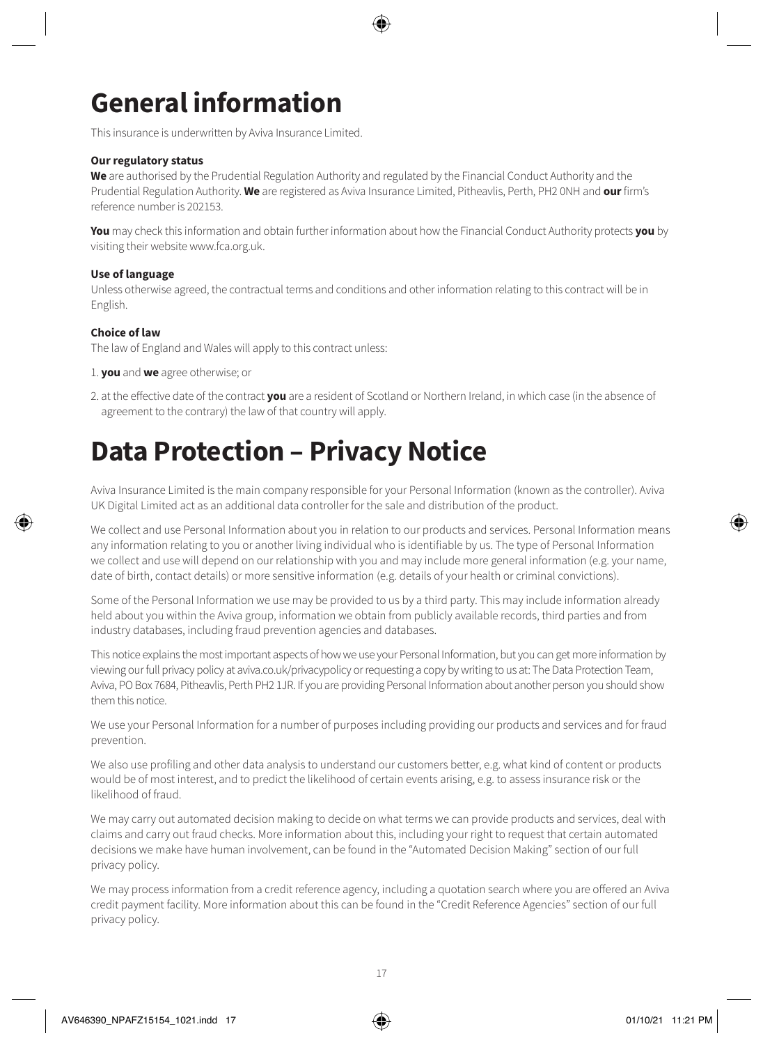# General information

This insurance is underwritten by Aviva Insurance Limited.

**Our regulatory status**

**We** are authorised by the Prudential Regulation Authority and regulated by the Financial Conduct Authority and the Prudential Regulation Authority. **We** are registered as Aviva Insurance Limited, Pitheavlis, Perth, PH2 0NH and **our** firm's reference number is 202153.

**You** may check this information and obtain further information about how the Financial Conduct Authority protects **you** by visiting their website www.fca.org.uk.

**Use of language**

Unless otherwise agreed, the contractual terms and conditions and other information relating to this contract will be in English.

**Choice of law**

The law of England and Wales will apply to this contract unless:

1. **you** and **we** agree otherwise; or
2. at the effective date of the contract **you** are a resident of Scotland or Northern Ireland, in which case (in the absence of agreement to the contrary) the law of that country will apply.

# Data Protection – Privacy Notice

Aviva Insurance Limited is the main company responsible for your Personal Information (known as the controller). Aviva UK Digital Limited act as an additional data controller for the sale and distribution of the product.

We collect and use Personal Information about you in relation to our products and services. Personal Information means any information relating to you or another living individual who is identifiable by us. The type of Personal Information we collect and use will depend on our relationship with you and may include more general information (e.g. your name, date of birth, contact details) or more sensitive information (e.g. details of your health or criminal convictions).

Some of the Personal Information we use may be provided to us by a third party. This may include information already held about you within the Aviva group, information we obtain from publicly available records, third parties and from industry databases, including fraud prevention agencies and databases.

This notice explains the most important aspects of how we use your Personal Information, but you can get more information by viewing our full privacy policy at aviva.co.uk/privacypolicy or requesting a copy by writing to us at: The Data Protection Team, Aviva, PO Box 7684, Pitheavlis, Perth PH2 1JR. If you are providing Personal Information about another person you should show them this notice.

We use your Personal Information for a number of purposes including providing our products and services and for fraud prevention.

We also use profiling and other data analysis to understand our customers better, e.g. what kind of content or products would be of most interest, and to predict the likelihood of certain events arising, e.g. to assess insurance risk or the likelihood of fraud.

We may carry out automated decision making to decide on what terms we can provide products and services, deal with claims and carry out fraud checks. More information about this, including your right to request that certain automated decisions we make have human involvement, can be found in the "Automated Decision Making" section of our full privacy policy.

We may process information from a credit reference agency, including a quotation search where you are offered an Aviva credit payment facility. More information about this can be found in the "Credit Reference Agencies" section of our full privacy policy.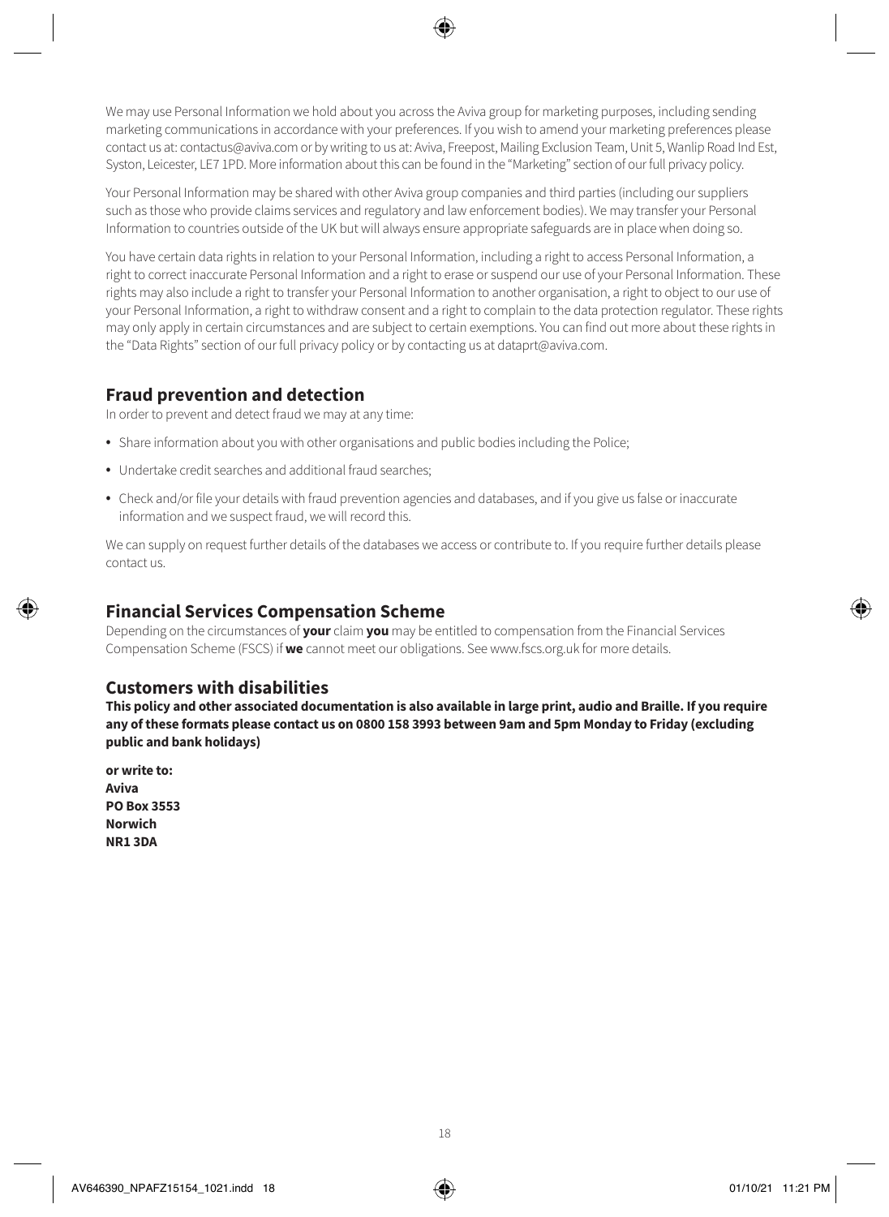We may use Personal Information we hold about you across the Aviva group for marketing purposes, including sending marketing communications in accordance with your preferences. If you wish to amend your marketing preferences please contact us at: contactus@aviva.com or by writing to us at: Aviva, Freepost, Mailing Exclusion Team, Unit 5, Wanlip Road Ind Est, Syston, Leicester, LE7 1PD. More information about this can be found in the "Marketing" section of our full privacy policy.

Your Personal Information may be shared with other Aviva group companies and third parties (including our suppliers such as those who provide claims services and regulatory and law enforcement bodies). We may transfer your Personal Information to countries outside of the UK but will always ensure appropriate safeguards are in place when doing so.

You have certain data rights in relation to your Personal Information, including a right to access Personal Information, a right to correct inaccurate Personal Information and a right to erase or suspend our use of your Personal Information. These rights may also include a right to transfer your Personal Information to another organisation, a right to object to our use of your Personal Information, a right to withdraw consent and a right to complain to the data protection regulator. These rights may only apply in certain circumstances and are subject to certain exemptions. You can find out more about these rights in the "Data Rights" section of our full privacy policy or by contacting us at dataprt@aviva.com.

## Fraud prevention and detection

In order to prevent and detect fraud we may at any time:

- Share information about you with other organisations and public bodies including the Police;
- Undertake credit searches and additional fraud searches;
- Check and/or file your details with fraud prevention agencies and databases, and if you give us false or inaccurate information and we suspect fraud, we will record this.

We can supply on request further details of the databases we access or contribute to. If you require further details please contact us.

## Financial Services Compensation Scheme

Depending on the circumstances of **your** claim **you** may be entitled to compensation from the Financial Services Compensation Scheme (FSCS) if **we** cannot meet our obligations. See www.fscs.org.uk for more details.

## Customers with disabilities

**This policy and other associated documentation is also available in large print, audio and Braille. If you require any of these formats please contact us on 0800 158 3993 between 9am and 5pm Monday to Friday (excluding public and bank holidays)**

**or write to:**
**Aviva**
**PO Box 3553**
**Norwich**
**NR1 3DA**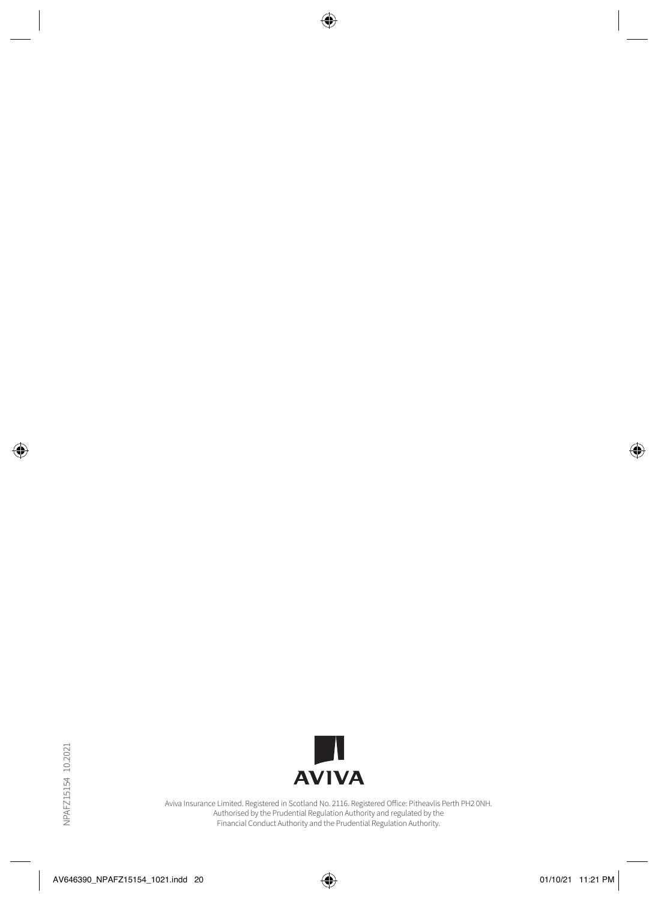AVIVA

Aviva Insurance Limited. Registered in Scotland No. 2116. Registered Office: Pitheavlis Perth PH2 0NH.
Authorised by the Prudential Regulation Authority and regulated by the
Financial Conduct Authority and the Prudential Regulation Authority.

NPAFZ15154 10.2021